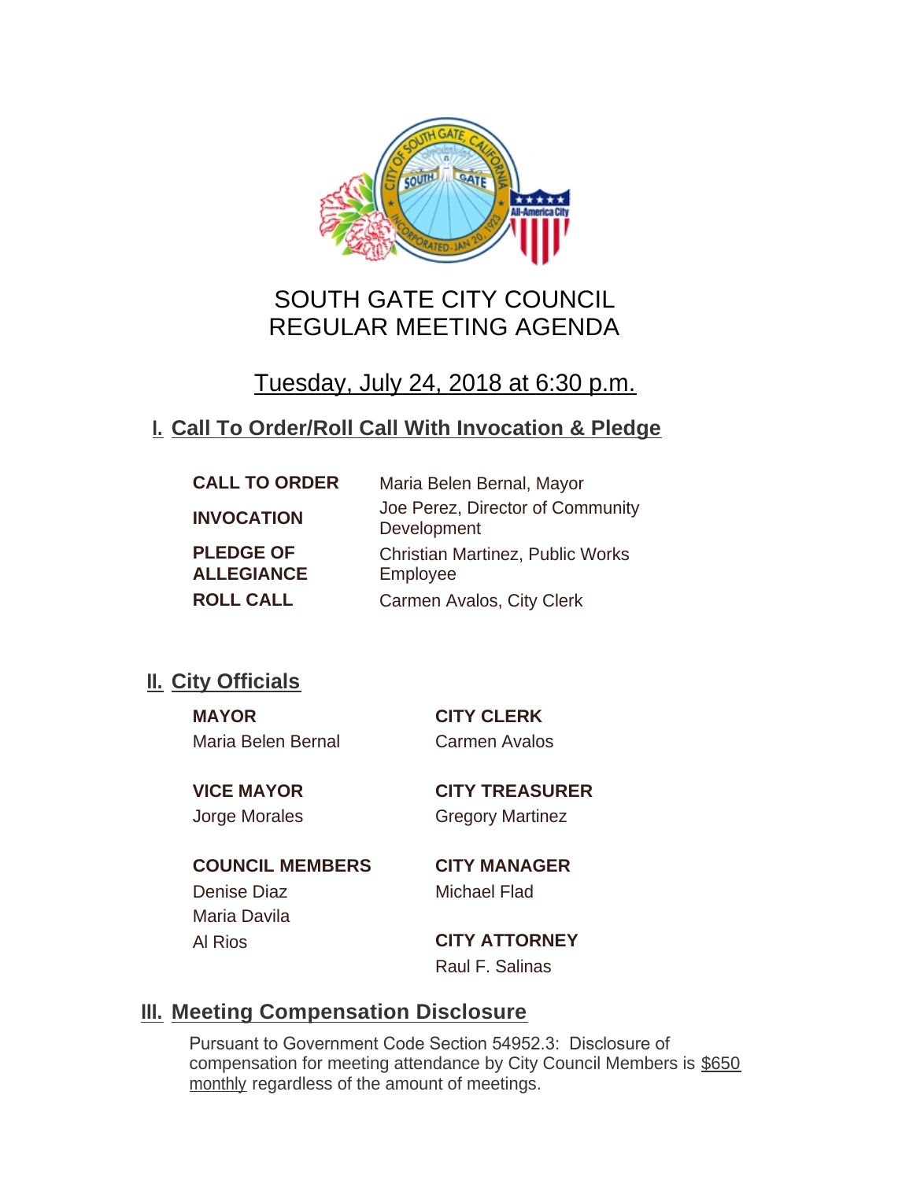# SOUTH GATE CITY COUNCIL
# REGULAR MEETING AGENDA

## Tuesday, July 24, 2018 at 6:30 p.m.

## I. Call To Order/Roll Call With Invocation & Pledge

| | |
|---|---|
| **CALL TO ORDER** | Maria Belen Bernal, Mayor |
| **INVOCATION** | Joe Perez, Director of Community Development |
| **PLEDGE OF ALLEGIANCE** | Christian Martinez, Public Works Employee |
| **ROLL CALL** | Carmen Avalos, City Clerk |

## II. City Officials

**MAYOR**
Maria Belen Bernal

**VICE MAYOR**
Jorge Morales

**COUNCIL MEMBERS**
Denise Diaz
Maria Davila
Al Rios

**CITY CLERK**
Carmen Avalos

**CITY TREASURER**
Gregory Martinez

**CITY MANAGER**
Michael Flad

**CITY ATTORNEY**
Raul F. Salinas

## III. Meeting Compensation Disclosure

Pursuant to Government Code Section 54952.3: Disclosure of compensation for meeting attendance by City Council Members is $650 monthly regardless of the amount of meetings.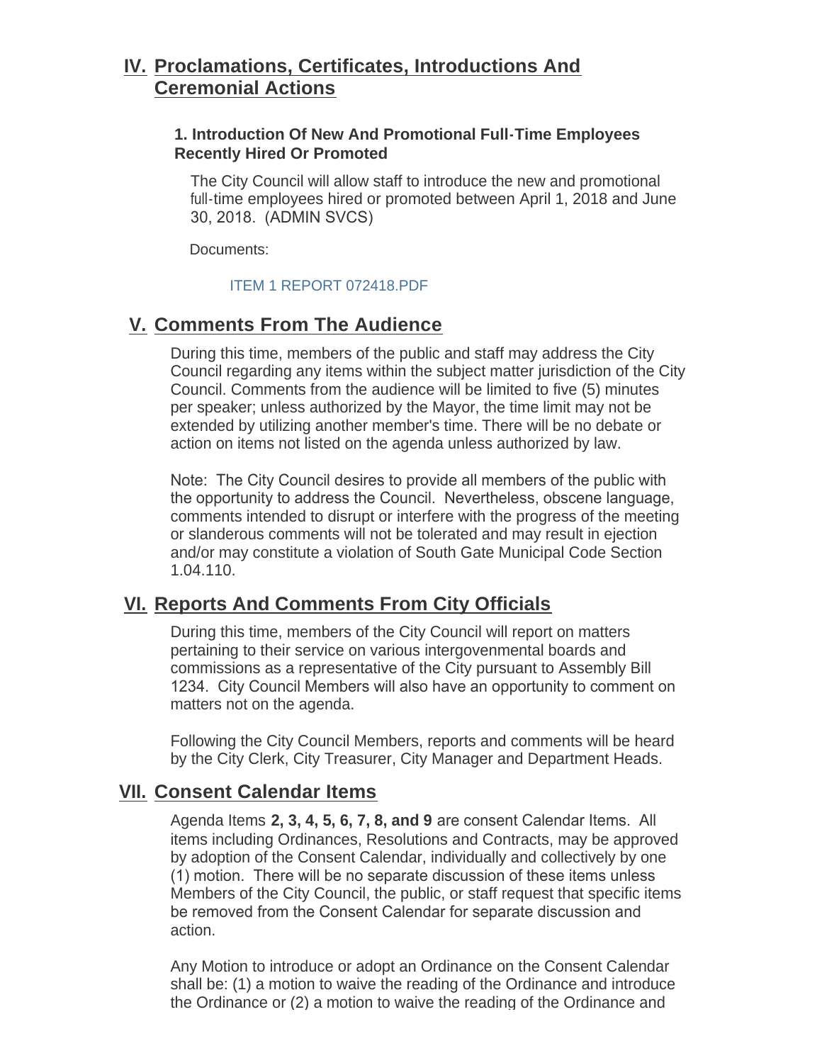## IV. Proclamations, Certificates, Introductions And Ceremonial Actions

### 1. Introduction Of New And Promotional Full-Time Employees Recently Hired Or Promoted

The City Council will allow staff to introduce the new and promotional full-time employees hired or promoted between April 1, 2018 and June 30, 2018. (ADMIN SVCS)

Documents:

ITEM 1 REPORT 072418.PDF

## V. Comments From The Audience

During this time, members of the public and staff may address the City Council regarding any items within the subject matter jurisdiction of the City Council. Comments from the audience will be limited to five (5) minutes per speaker; unless authorized by the Mayor, the time limit may not be extended by utilizing another member's time. There will be no debate or action on items not listed on the agenda unless authorized by law.

Note: The City Council desires to provide all members of the public with the opportunity to address the Council. Nevertheless, obscene language, comments intended to disrupt or interfere with the progress of the meeting or slanderous comments will not be tolerated and may result in ejection and/or may constitute a violation of South Gate Municipal Code Section 1.04.110.

## VI. Reports And Comments From City Officials

During this time, members of the City Council will report on matters pertaining to their service on various intergovenmental boards and commissions as a representative of the City pursuant to Assembly Bill 1234. City Council Members will also have an opportunity to comment on matters not on the agenda.

Following the City Council Members, reports and comments will be heard by the City Clerk, City Treasurer, City Manager and Department Heads.

## VII. Consent Calendar Items

Agenda Items **2, 3, 4, 5, 6, 7, 8, and 9** are consent Calendar Items. All items including Ordinances, Resolutions and Contracts, may be approved by adoption of the Consent Calendar, individually and collectively by one (1) motion. There will be no separate discussion of these items unless Members of the City Council, the public, or staff request that specific items be removed from the Consent Calendar for separate discussion and action.

Any Motion to introduce or adopt an Ordinance on the Consent Calendar shall be: (1) a motion to waive the reading of the Ordinance and introduce the Ordinance or (2) a motion to waive the reading of the Ordinance and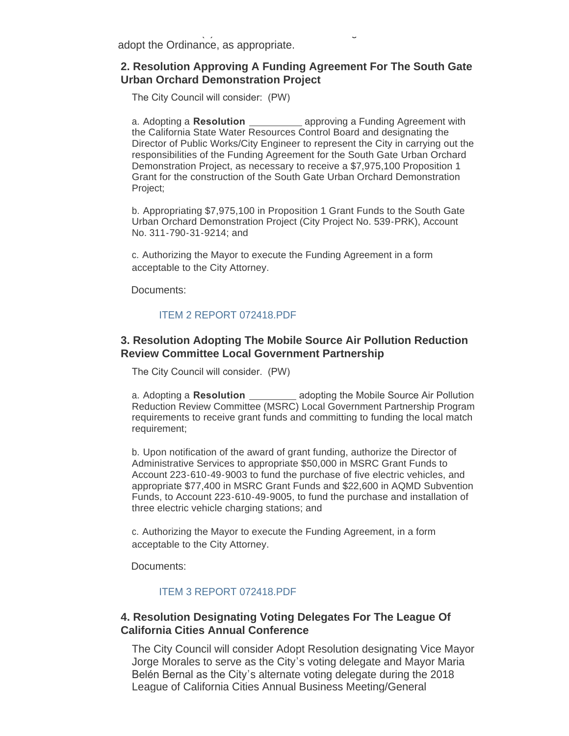adopt the Ordinance, as appropriate.

### 2. Resolution Approving A Funding Agreement For The South Gate Urban Orchard Demonstration Project

The City Council will consider: (PW)

a. Adopting a **Resolution** __________ approving a Funding Agreement with the California State Water Resources Control Board and designating the Director of Public Works/City Engineer to represent the City in carrying out the responsibilities of the Funding Agreement for the South Gate Urban Orchard Demonstration Project, as necessary to receive a $7,975,100 Proposition 1 Grant for the construction of the South Gate Urban Orchard Demonstration Project;

b. Appropriating $7,975,100 in Proposition 1 Grant Funds to the South Gate Urban Orchard Demonstration Project (City Project No. 539-PRK), Account No. 311-790-31-9214; and

c. Authorizing the Mayor to execute the Funding Agreement in a form acceptable to the City Attorney.

Documents:

ITEM 2 REPORT 072418.PDF

### 3. Resolution Adopting The Mobile Source Air Pollution Reduction Review Committee Local Government Partnership

The City Council will consider. (PW)

a. Adopting a **Resolution** _________ adopting the Mobile Source Air Pollution Reduction Review Committee (MSRC) Local Government Partnership Program requirements to receive grant funds and committing to funding the local match requirement;

b. Upon notification of the award of grant funding, authorize the Director of Administrative Services to appropriate $50,000 in MSRC Grant Funds to Account 223-610-49-9003 to fund the purchase of five electric vehicles, and appropriate $77,400 in MSRC Grant Funds and $22,600 in AQMD Subvention Funds, to Account 223-610-49-9005, to fund the purchase and installation of three electric vehicle charging stations; and

c. Authorizing the Mayor to execute the Funding Agreement, in a form acceptable to the City Attorney.

Documents:

ITEM 3 REPORT 072418.PDF

### 4. Resolution Designating Voting Delegates For The League Of California Cities Annual Conference

The City Council will consider Adopt Resolution designating Vice Mayor Jorge Morales to serve as the City's voting delegate and Mayor Maria Belén Bernal as the City's alternate voting delegate during the 2018 League of California Cities Annual Business Meeting/General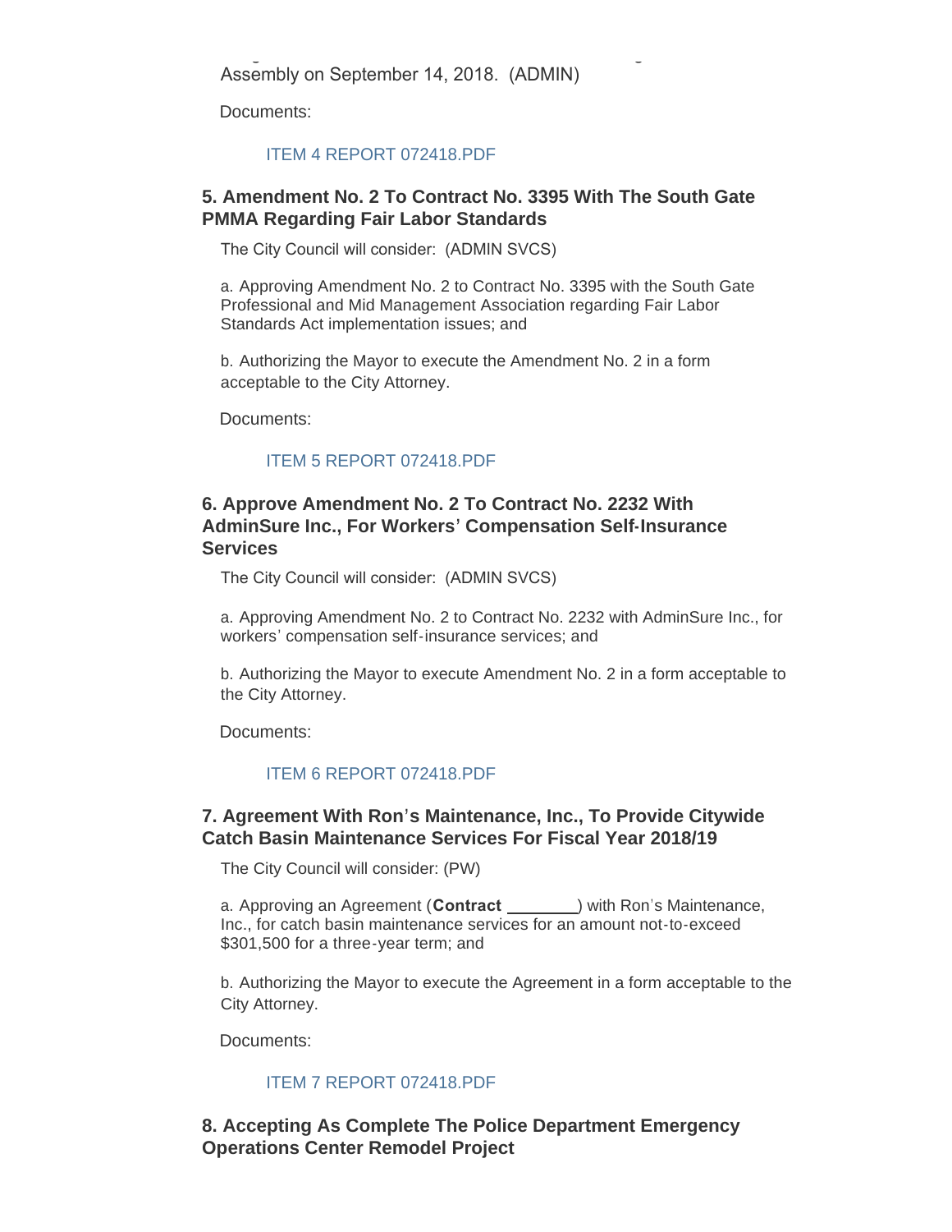Assembly on September 14, 2018. (ADMIN)

Documents:

ITEM 4 REPORT 072418.PDF

### 5. Amendment No. 2 To Contract No. 3395 With The South Gate PMMA Regarding Fair Labor Standards

The City Council will consider: (ADMIN SVCS)

a. Approving Amendment No. 2 to Contract No. 3395 with the South Gate Professional and Mid Management Association regarding Fair Labor Standards Act implementation issues; and

b. Authorizing the Mayor to execute the Amendment No. 2 in a form acceptable to the City Attorney.

Documents:

ITEM 5 REPORT 072418.PDF

### 6. Approve Amendment No. 2 To Contract No. 2232 With AdminSure Inc., For Workers' Compensation Self-Insurance Services

The City Council will consider: (ADMIN SVCS)

a. Approving Amendment No. 2 to Contract No. 2232 with AdminSure Inc., for workers' compensation self-insurance services; and

b. Authorizing the Mayor to execute Amendment No. 2 in a form acceptable to the City Attorney.

Documents:

ITEM 6 REPORT 072418.PDF

### 7. Agreement With Ron's Maintenance, Inc., To Provide Citywide Catch Basin Maintenance Services For Fiscal Year 2018/19

The City Council will consider: (PW)

a. Approving an Agreement (**Contract ________**) with Ron's Maintenance, Inc., for catch basin maintenance services for an amount not-to-exceed $301,500 for a three-year term; and

b. Authorizing the Mayor to execute the Agreement in a form acceptable to the City Attorney.

Documents:

ITEM 7 REPORT 072418.PDF

### 8. Accepting As Complete The Police Department Emergency Operations Center Remodel Project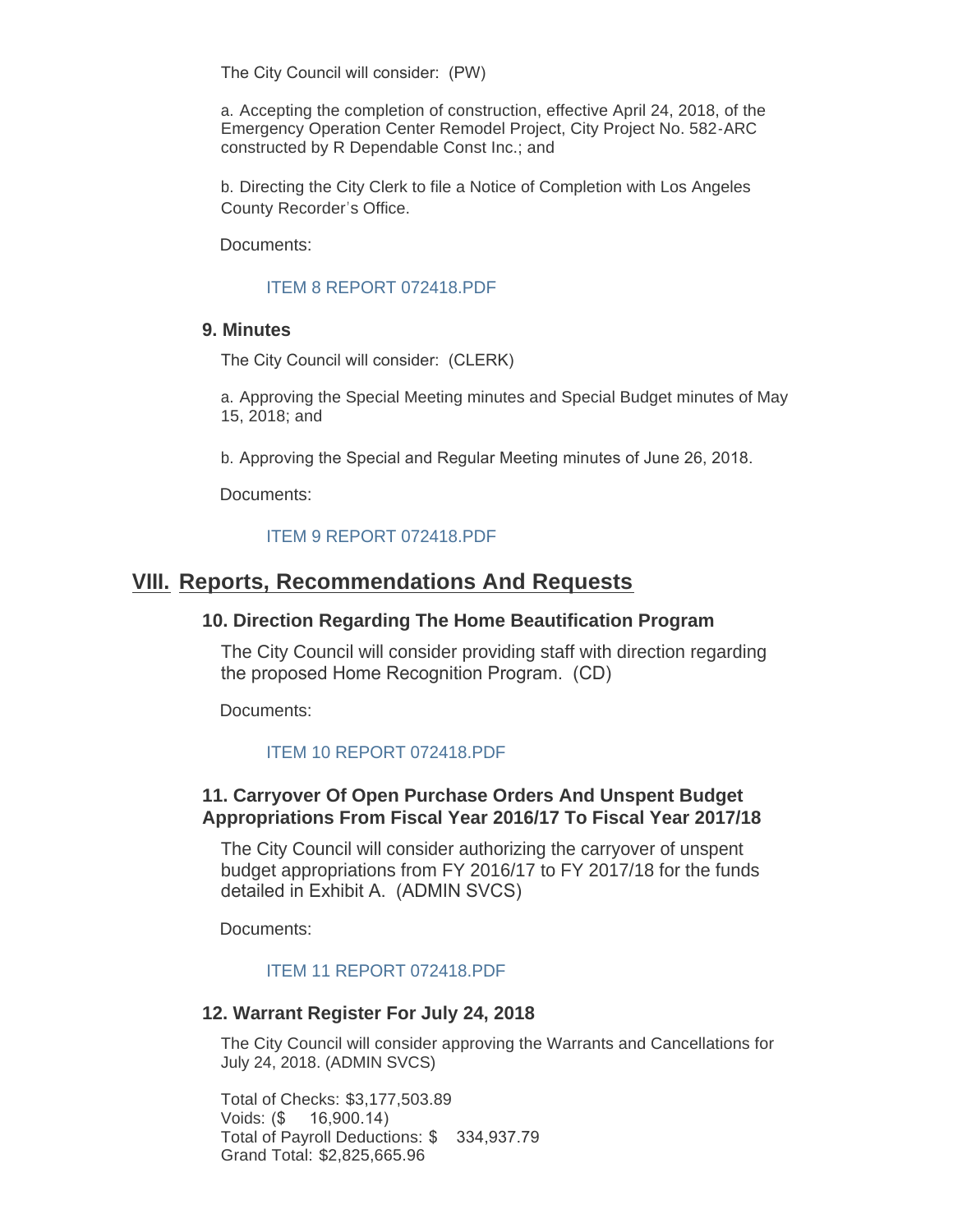The City Council will consider: (PW)

a. Accepting the completion of construction, effective April 24, 2018, of the Emergency Operation Center Remodel Project, City Project No. 582-ARC constructed by R Dependable Const Inc.; and

b. Directing the City Clerk to file a Notice of Completion with Los Angeles County Recorder's Office.

Documents:

ITEM 8 REPORT 072418.PDF

### 9. Minutes

The City Council will consider: (CLERK)

a. Approving the Special Meeting minutes and Special Budget minutes of May 15, 2018; and

b. Approving the Special and Regular Meeting minutes of June 26, 2018.

Documents:

ITEM 9 REPORT 072418.PDF

## VIII. Reports, Recommendations And Requests

### 10. Direction Regarding The Home Beautification Program

The City Council will consider providing staff with direction regarding the proposed Home Recognition Program. (CD)

Documents:

ITEM 10 REPORT 072418.PDF

### 11. Carryover Of Open Purchase Orders And Unspent Budget Appropriations From Fiscal Year 2016/17 To Fiscal Year 2017/18

The City Council will consider authorizing the carryover of unspent budget appropriations from FY 2016/17 to FY 2017/18 for the funds detailed in Exhibit A. (ADMIN SVCS)

Documents:

ITEM 11 REPORT 072418.PDF

### 12. Warrant Register For July 24, 2018

The City Council will consider approving the Warrants and Cancellations for July 24, 2018. (ADMIN SVCS)

Total of Checks: $3,177,503.89
Voids: ($ 16,900.14)
Total of Payroll Deductions: $ 334,937.79
Grand Total: $2,825,665.96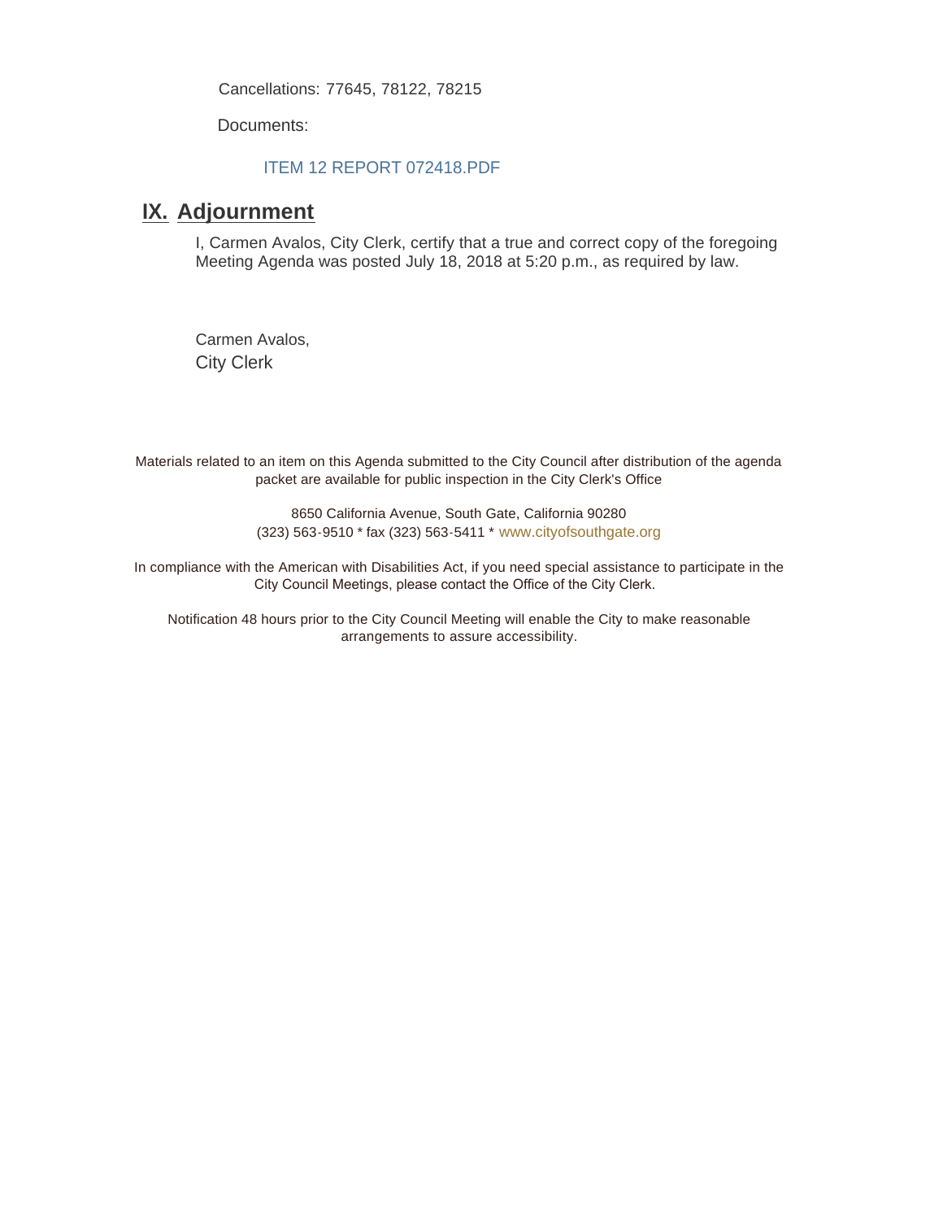Cancellations: 77645, 78122, 78215

Documents:

ITEM 12 REPORT 072418.PDF

## IX. Adjournment

I, Carmen Avalos, City Clerk, certify that a true and correct copy of the foregoing Meeting Agenda was posted July 18, 2018 at 5:20 p.m., as required by law.

Carmen Avalos,
City Clerk

Materials related to an item on this Agenda submitted to the City Council after distribution of the agenda packet are available for public inspection in the City Clerk's Office

8650 California Avenue, South Gate, California 90280
(323) 563-9510 * fax (323) 563-5411 * www.cityofsouthgate.org

In compliance with the American with Disabilities Act, if you need special assistance to participate in the City Council Meetings, please contact the Office of the City Clerk.

Notification 48 hours prior to the City Council Meeting will enable the City to make reasonable arrangements to assure accessibility.